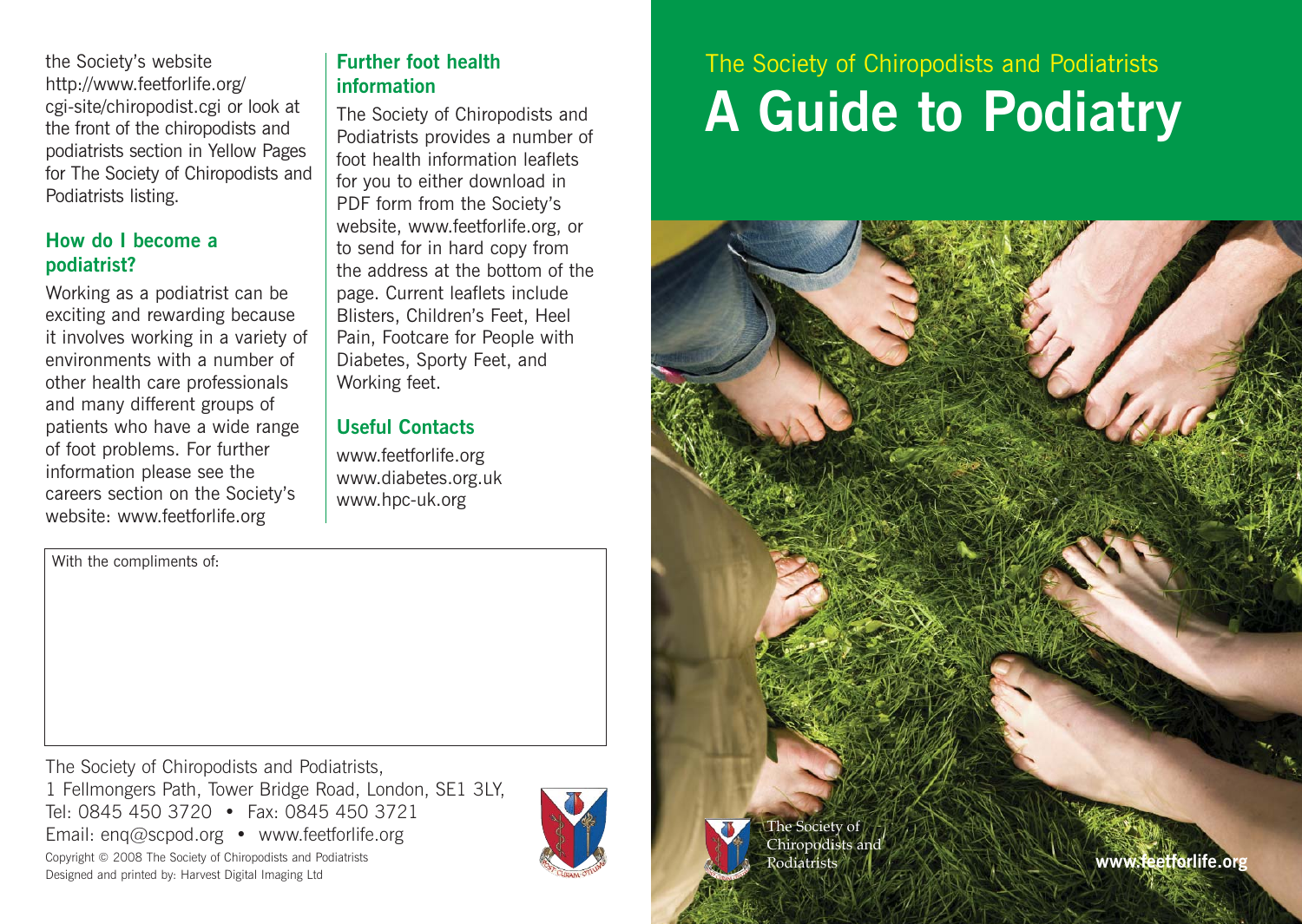the Society's website http://www.feetforlife.org/cgi-site/chiropodist.cgi or look at the front of the chiropodists and podiatrists section in Yellow Pages for The Society of Chiropodists and Podiatrists listing.

## How do I become a podiatrist?

Working as a podiatrist can be exciting and rewarding because it involves working in a variety of environments with a number of other health care professionals and many different groups of patients who have a wide range of foot problems. For further information please see the careers section on the Society's website: www.feetforlife.org

## Further foot health information

The Society of Chiropodists and Podiatrists provides a number of foot health information leaflets for you to either download in PDF form from the Society's website, www.feetforlife.org, or to send for in hard copy from the address at the bottom of the page. Current leaflets include Blisters, Children's Feet, Heel Pain, Footcare for People with Diabetes, Sporty Feet, and Working feet.

## Useful Contacts

www.feetforlife.org
www.diabetes.org.uk
www.hpc-uk.org

With the compliments of:

The Society of Chiropodists and Podiatrists,
1 Fellmongers Path, Tower Bridge Road, London, SE1 3LY,
Tel: 0845 450 3720 • Fax: 0845 450 3721
Email: enq@scpod.org • www.feetforlife.org

Copyright © 2008 The Society of Chiropodists and Podiatrists
Designed and printed by: Harvest Digital Imaging Ltd

The Society of Chiropodists and Podiatrists

# A Guide to Podiatry

The Society of Chiropodists and Podiatrists

www.feetforlife.org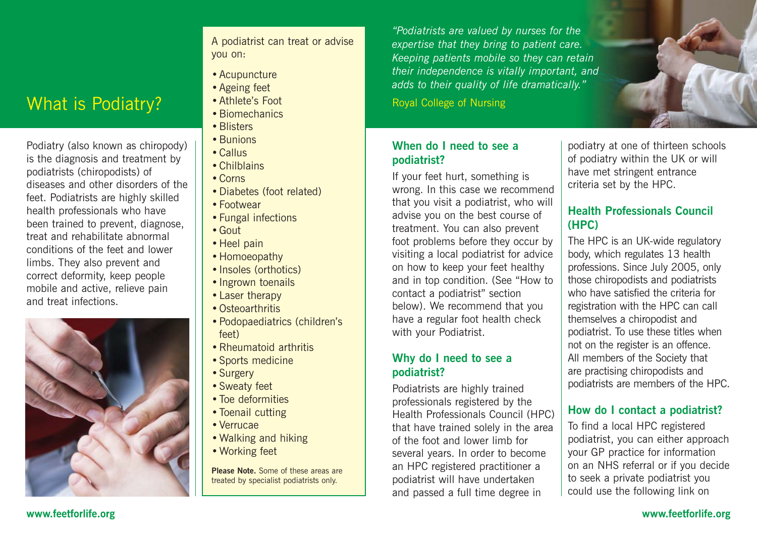# What is Podiatry?

Podiatry (also known as chiropody) is the diagnosis and treatment by podiatrists (chiropodists) of diseases and other disorders of the feet. Podiatrists are highly skilled health professionals who have been trained to prevent, diagnose, treat and rehabilitate abnormal conditions of the feet and lower limbs. They also prevent and correct deformity, keep people mobile and active, relieve pain and treat infections.

A podiatrist can treat or advise you on:

- Acupuncture
- Ageing feet
- Athlete's Foot
- Biomechanics
- Blisters
- Bunions
- Callus
- Chilblains
- Corns
- Diabetes (foot related)
- Footwear
- Fungal infections
- Gout
- Heel pain
- Homoeopathy
- Insoles (orthotics)
- Ingrown toenails
- Laser therapy
- Osteoarthritis
- Podopaediatrics (children's feet)
- Rheumatoid arthritis
- Sports medicine
- Surgery
- Sweaty feet
- Toe deformities
- Toenail cutting
- Verrucae
- Walking and hiking
- Working feet

**Please Note.** Some of these areas are treated by specialist podiatrists only.

*"Podiatrists are valued by nurses for the expertise that they bring to patient care. Keeping patients mobile so they can retain their independence is vitally important, and adds to their quality of life dramatically."*

Royal College of Nursing

## When do I need to see a podiatrist?

If your feet hurt, something is wrong. In this case we recommend that you visit a podiatrist, who will advise you on the best course of treatment. You can also prevent foot problems before they occur by visiting a local podiatrist for advice on how to keep your feet healthy and in top condition. (See "How to contact a podiatrist" section below). We recommend that you have a regular foot health check with your Podiatrist.

## Why do I need to see a podiatrist?

Podiatrists are highly trained professionals registered by the Health Professionals Council (HPC) that have trained solely in the area of the foot and lower limb for several years. In order to become an HPC registered practitioner a podiatrist will have undertaken and passed a full time degree in podiatry at one of thirteen schools of podiatry within the UK or will have met stringent entrance criteria set by the HPC.

## Health Professionals Council (HPC)

The HPC is an UK-wide regulatory body, which regulates 13 health professions. Since July 2005, only those chiropodists and podiatrists who have satisfied the criteria for registration with the HPC can call themselves a chiropodist and podiatrist. To use these titles when not on the register is an offence. All members of the Society that are practising chiropodists and podiatrists are members of the HPC.

## How do I contact a podiatrist?

To find a local HPC registered podiatrist, you can either approach your GP practice for information on an NHS referral or if you decide to seek a private podiatrist you could use the following link on